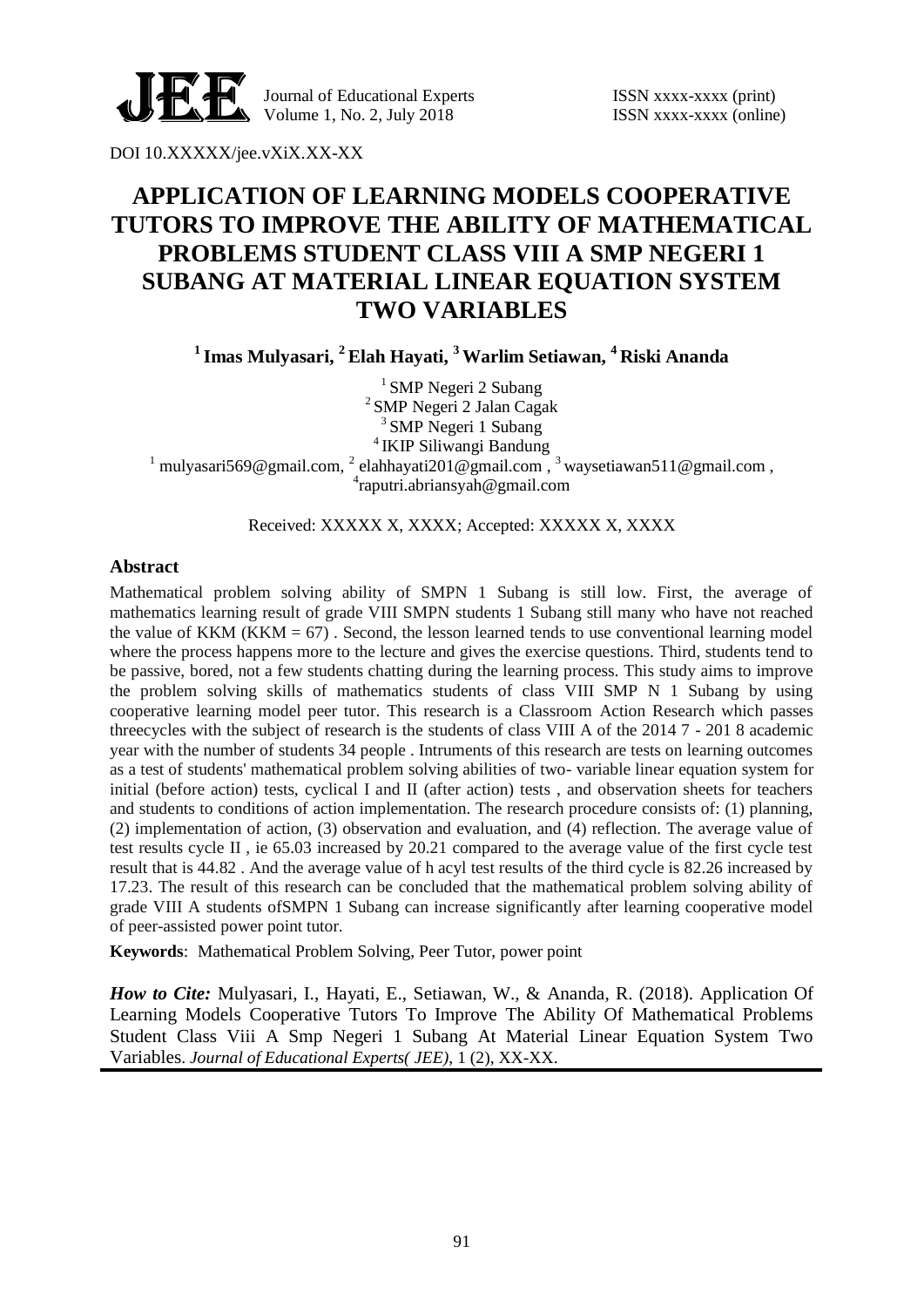DOI 10.XXXXX/jee.vXiX.XX-XX

# APPLICATION OF LEARNING MODELS COOPERATIVE TUTORS TO IMPROVE THE ABILITY OF MATHEMATICAL PROBLEMS STUDENT CLASS VIII A SMP NEGERI 1 SUBANG AT MATERIAL LINEAR EQUATION SYSTEM TWO VARIABLES

**[1] Imas Mulyasari, [2] Elah Hayati, [3] Warlim Setiawan, [4] Riski Ananda**

[1] SMP Negeri 2 Subang
[2] SMP Negeri 2 Jalan Cagak
[3] SMP Negeri 1 Subang
[4] IKIP Siliwangi Bandung
[1] mulyasari569@gmail.com, [2] elahhayati201@gmail.com , [3] waysetiawan511@gmail.com ,
[4]raputri.abriansyah@gmail.com

Received: XXXXX X, XXXX; Accepted: XXXXX X, XXXX

## Abstract

Mathematical problem solving ability of SMPN 1 Subang is still low. First, the average of mathematics learning result of grade VIII SMPN students 1 Subang still many who have not reached the value of KKM (KKM = 67) . Second, the lesson learned tends to use conventional learning model where the process happens more to the lecture and gives the exercise questions. Third, students tend to be passive, bored, not a few students chatting during the learning process. This study aims to improve the problem solving skills of mathematics students of class VIII SMP N 1 Subang by using cooperative learning model peer tutor. This research is a Classroom Action Research which passes threecycles with the subject of research is the students of class VIII A of the 2014 7 - 201 8 academic year with the number of students 34 people . Intruments of this research are tests on learning outcomes as a test of students' mathematical problem solving abilities of two- variable linear equation system for initial (before action) tests, cyclical I and II (after action) tests , and observation sheets for teachers and students to conditions of action implementation. The research procedure consists of: (1) planning, (2) implementation of action, (3) observation and evaluation, and (4) reflection. The average value of test results cycle II , ie 65.03 increased by 20.21 compared to the average value of the first cycle test result that is 44.82 . And the average value of h acyl test results of the third cycle is 82.26 increased by 17.23. The result of this research can be concluded that the mathematical problem solving ability of grade VIII A students ofSMPN 1 Subang can increase significantly after learning cooperative model of peer-assisted power point tutor.

**Keywords**: Mathematical Problem Solving, Peer Tutor, power point

***How to Cite:*** Mulyasari, I., Hayati, E., Setiawan, W., & Ananda, R. (2018). Application Of Learning Models Cooperative Tutors To Improve The Ability Of Mathematical Problems Student Class Viii A Smp Negeri 1 Subang At Material Linear Equation System Two Variables. *Journal of Educational Experts( JEE)*, 1 (2), XX-XX.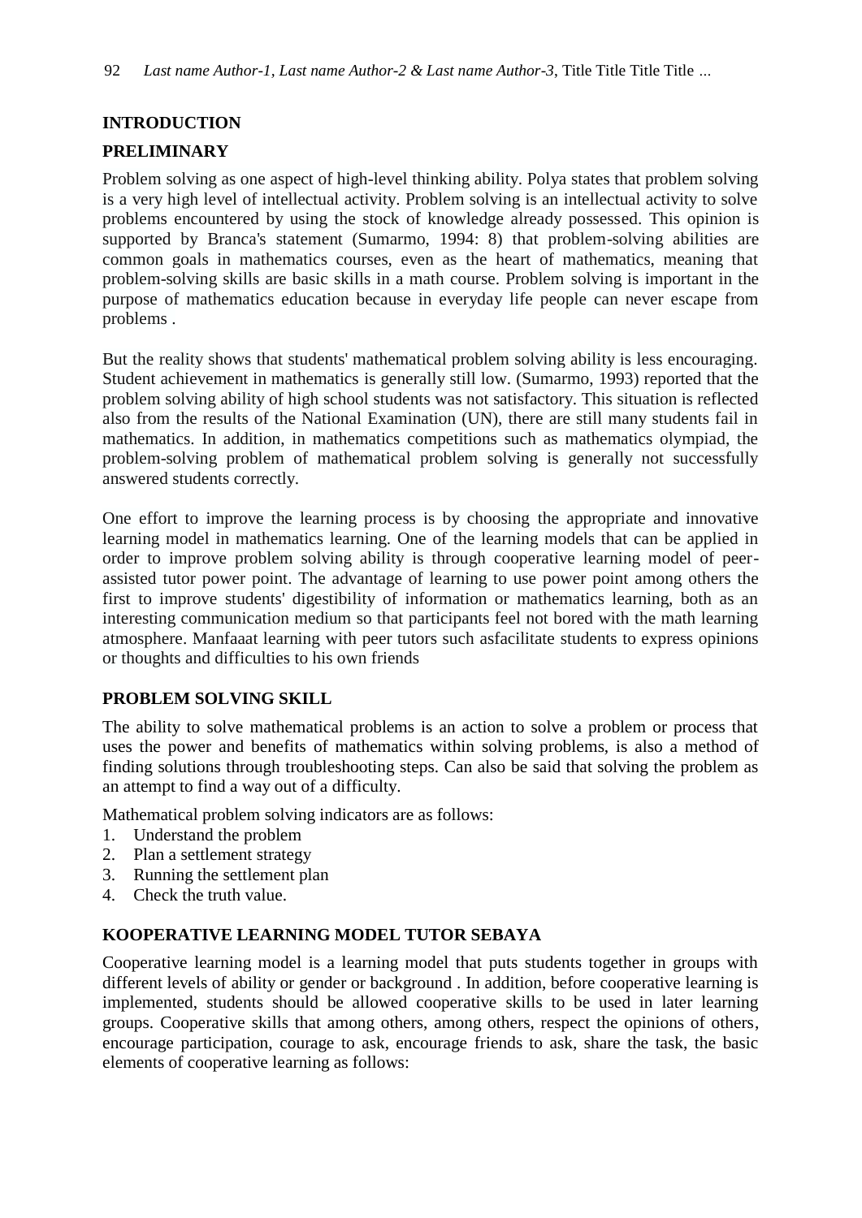## INTRODUCTION

### PRELIMINARY

Problem solving as one aspect of high-level thinking ability. Polya states that problem solving is a very high level of intellectual activity. Problem solving is an intellectual activity to solve problems encountered by using the stock of knowledge already possessed. This opinion is supported by Branca's statement (Sumarmo, 1994: 8) that problem-solving abilities are common goals in mathematics courses, even as the heart of mathematics, meaning that problem-solving skills are basic skills in a math course. Problem solving is important in the purpose of mathematics education because in everyday life people can never escape from problems .

But the reality shows that students' mathematical problem solving ability is less encouraging. Student achievement in mathematics is generally still low. (Sumarmo, 1993) reported that the problem solving ability of high school students was not satisfactory. This situation is reflected also from the results of the National Examination (UN), there are still many students fail in mathematics. In addition, in mathematics competitions such as mathematics olympiad, the problem-solving problem of mathematical problem solving is generally not successfully answered students correctly.

One effort to improve the learning process is by choosing the appropriate and innovative learning model in mathematics learning. One of the learning models that can be applied in order to improve problem solving ability is through cooperative learning model of peer-assisted tutor power point. The advantage of learning to use power point among others the first to improve students' digestibility of information or mathematics learning, both as an interesting communication medium so that participants feel not bored with the math learning atmosphere. Manfaaat learning with peer tutors such asfacilitate students to express opinions or thoughts and difficulties to his own friends

### PROBLEM SOLVING SKILL

The ability to solve mathematical problems is an action to solve a problem or process that uses the power and benefits of mathematics within solving problems, is also a method of finding solutions through troubleshooting steps. Can also be said that solving the problem as an attempt to find a way out of a difficulty.

Mathematical problem solving indicators are as follows:

1. Understand the problem
2. Plan a settlement strategy
3. Running the settlement plan
4. Check the truth value.

### KOOPERATIVE LEARNING MODEL TUTOR SEBAYA

Cooperative learning model is a learning model that puts students together in groups with different levels of ability or gender or background . In addition, before cooperative learning is implemented, students should be allowed cooperative skills to be used in later learning groups. Cooperative skills that among others, among others, respect the opinions of others, encourage participation, courage to ask, encourage friends to ask, share the task, the basic elements of cooperative learning as follows: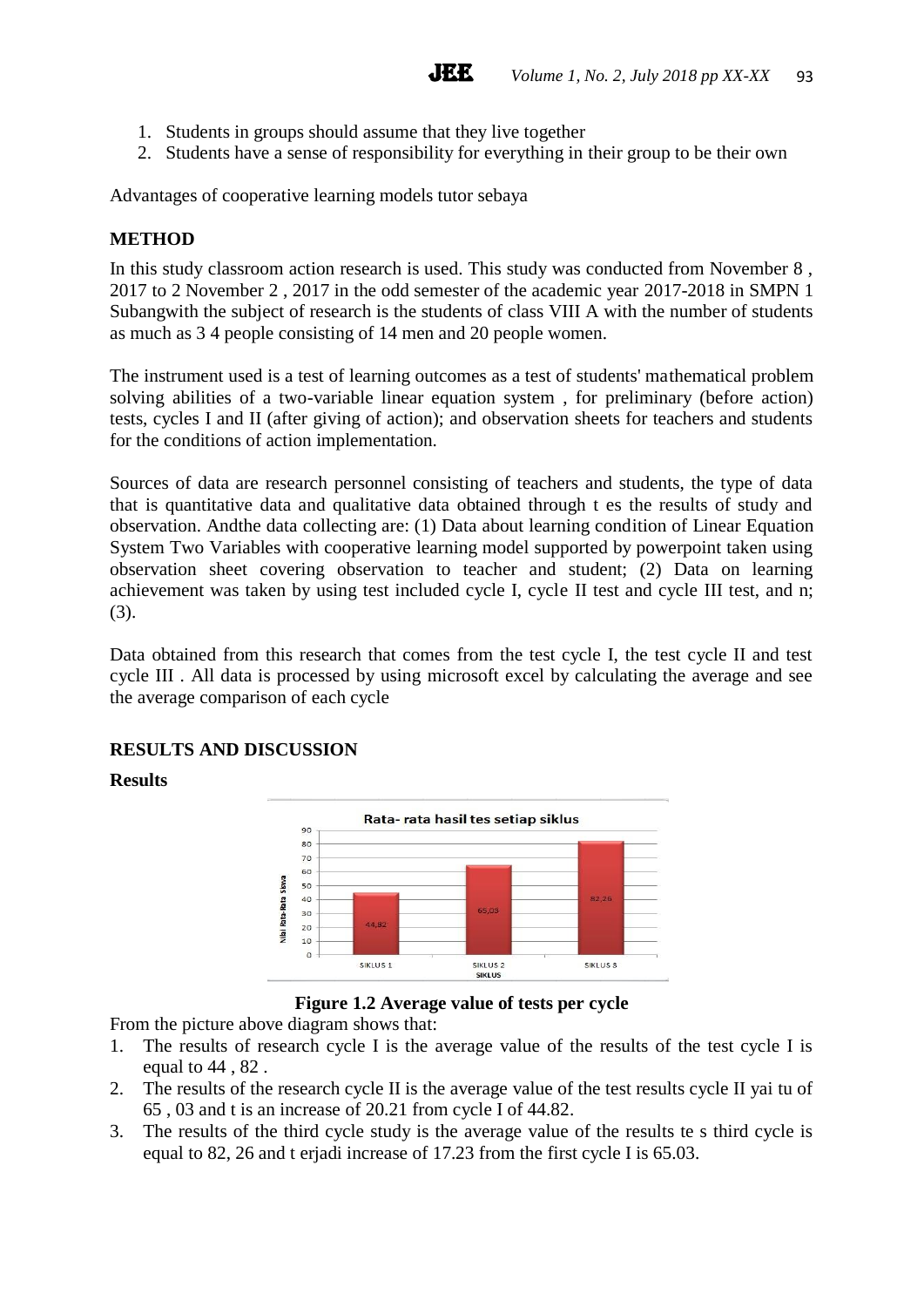1. Students in groups should assume that they live together
2. Students have a sense of responsibility for everything in their group to be their own

Advantages of cooperative learning models tutor sebaya

## METHOD

In this study classroom action research is used. This study was conducted from November 8 , 2017 to 2 November 2 , 2017 in the odd semester of the academic year 2017-2018 in SMPN 1 Subangwith the subject of research is the students of class VIII A with the number of students as much as 3 4 people consisting of 14 men and 20 people women.

The instrument used is a test of learning outcomes as a test of students' mathematical problem solving abilities of a two-variable linear equation system , for preliminary (before action) tests, cycles I and II (after giving of action); and observation sheets for teachers and students for the conditions of action implementation.

Sources of data are research personnel consisting of teachers and students, the type of data that is quantitative data and qualitative data obtained through t es the results of study and observation. Andthe data collecting are: (1) Data about learning condition of Linear Equation System Two Variables with cooperative learning model supported by powerpoint taken using observation sheet covering observation to teacher and student; (2) Data on learning achievement was taken by using test included cycle I, cycle II test and cycle III test, and n; (3).

Data obtained from this research that comes from the test cycle I, the test cycle II and test cycle III . All data is processed by using microsoft excel by calculating the average and see the average comparison of each cycle

## RESULTS AND DISCUSSION

### Results

**Figure 1.2 Average value of tests per cycle**

From the picture above diagram shows that:

1. The results of research cycle I is the average value of the results of the test cycle I is equal to 44 , 82 .
2. The results of the research cycle II is the average value of the test results cycle II yai tu of 65 , 03 and t is an increase of 20.21 from cycle I of 44.82.
3. The results of the third cycle study is the average value of the results te s third cycle is equal to 82, 26 and t erjadi increase of 17.23 from the first cycle I is 65.03.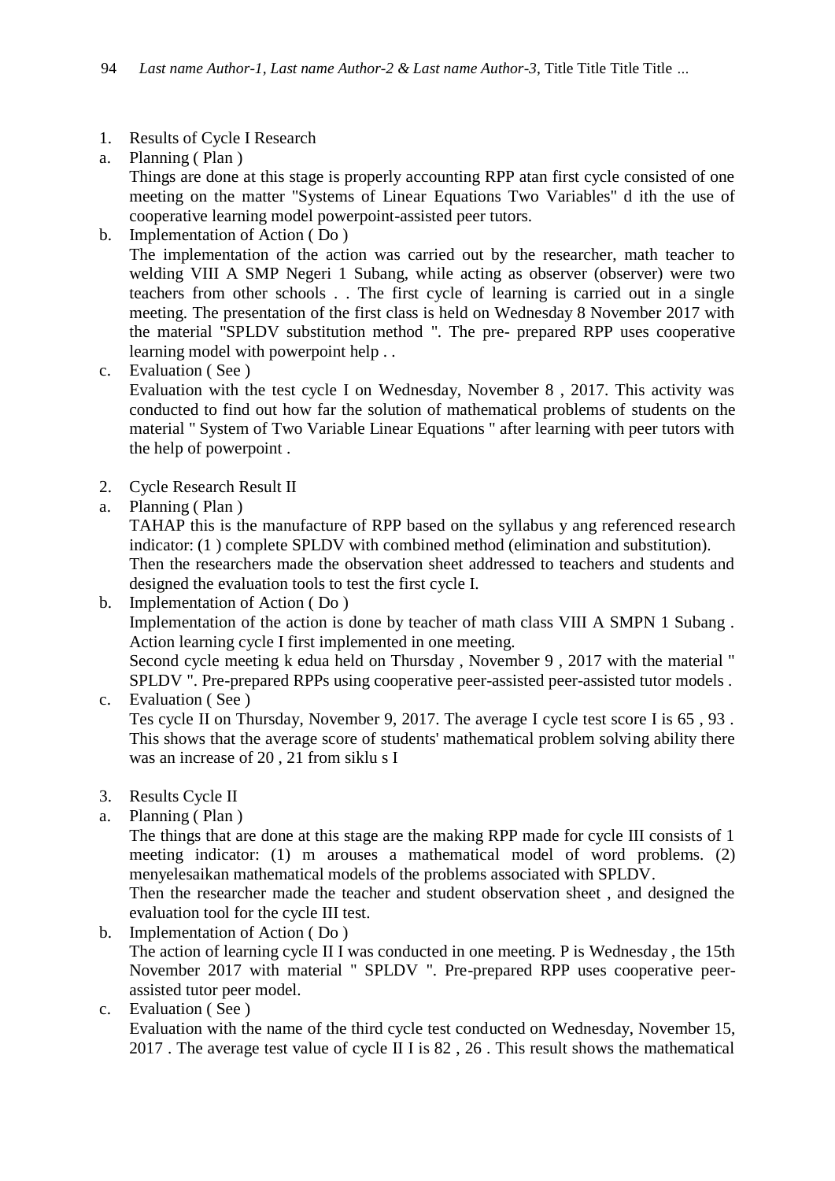1. Results of Cycle I Research
a. Planning ( Plan )
   Things are done at this stage is properly accounting RPP atan first cycle consisted of one meeting on the matter "Systems of Linear Equations Two Variables" d ith the use of cooperative learning model powerpoint-assisted peer tutors.
b. Implementation of Action ( Do )
   The implementation of the action was carried out by the researcher, math teacher to welding VIII A SMP Negeri 1 Subang, while acting as observer (observer) were two teachers from other schools . . The first cycle of learning is carried out in a single meeting. The presentation of the first class is held on Wednesday 8 November 2017 with the material "SPLDV substitution method ". The pre- prepared RPP uses cooperative learning model with powerpoint help . .
c. Evaluation ( See )
   Evaluation with the test cycle I on Wednesday, November 8 , 2017. This activity was conducted to find out how far the solution of mathematical problems of students on the material " System of Two Variable Linear Equations " after learning with peer tutors with the help of powerpoint .

2. Cycle Research Result II
a. Planning ( Plan )
   TAHAP this is the manufacture of RPP based on the syllabus y ang referenced research indicator: (1 ) complete SPLDV with combined method (elimination and substitution).
   Then the researchers made the observation sheet addressed to teachers and students and designed the evaluation tools to test the first cycle I.
b. Implementation of Action ( Do )
   Implementation of the action is done by teacher of math class VIII A SMPN 1 Subang . Action learning cycle I first implemented in one meeting.
   Second cycle meeting k edua held on Thursday , November 9 , 2017 with the material " SPLDV ". Pre-prepared RPPs using cooperative peer-assisted peer-assisted tutor models .
c. Evaluation ( See )
   Tes cycle II on Thursday, November 9, 2017. The average I cycle test score I is 65 , 93 . This shows that the average score of students' mathematical problem solving ability there was an increase of 20 , 21 from siklu s I

3. Results Cycle II
a. Planning ( Plan )
   The things that are done at this stage are the making RPP made for cycle III consists of 1 meeting indicator: (1) m arouses a mathematical model of word problems. (2) menyelesaikan mathematical models of the problems associated with SPLDV.
   Then the researcher made the teacher and student observation sheet , and designed the evaluation tool for the cycle III test.
b. Implementation of Action ( Do )
   The action of learning cycle II I was conducted in one meeting. P is Wednesday , the 15th November 2017 with material " SPLDV ". Pre-prepared RPP uses cooperative peer-assisted tutor peer model.
c. Evaluation ( See )
   Evaluation with the name of the third cycle test conducted on Wednesday, November 15, 2017 . The average test value of cycle II I is 82 , 26 . This result shows the mathematical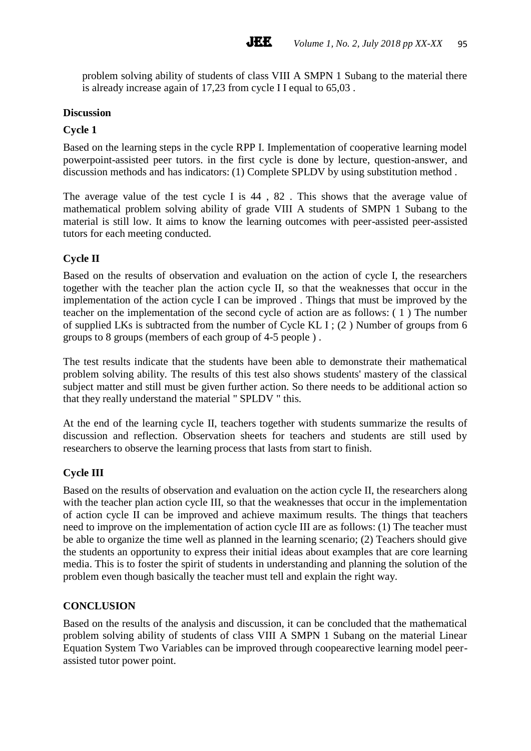problem solving ability of students of class VIII A SMPN 1 Subang to the material there is already increase again of 17,23 from cycle I I equal to 65,03 .

## Discussion

### Cycle 1

Based on the learning steps in the cycle RPP I. Implementation of cooperative learning model powerpoint-assisted peer tutors. in the first cycle is done by lecture, question-answer, and discussion methods and has indicators: (1) Complete SPLDV by using substitution method .

The average value of the test cycle I is 44 , 82 . This shows that the average value of mathematical problem solving ability of grade VIII A students of SMPN 1 Subang to the material is still low. It aims to know the learning outcomes with peer-assisted peer-assisted tutors for each meeting conducted.

### Cycle II

Based on the results of observation and evaluation on the action of cycle I, the researchers together with the teacher plan the action cycle II, so that the weaknesses that occur in the implementation of the action cycle I can be improved . Things that must be improved by the teacher on the implementation of the second cycle of action are as follows: ( 1 ) The number of supplied LKs is subtracted from the number of Cycle KL I ; (2 ) Number of groups from 6 groups to 8 groups (members of each group of 4-5 people ) .

The test results indicate that the students have been able to demonstrate their mathematical problem solving ability. The results of this test also shows students' mastery of the classical subject matter and still must be given further action. So there needs to be additional action so that they really understand the material " SPLDV " this.

At the end of the learning cycle II, teachers together with students summarize the results of discussion and reflection. Observation sheets for teachers and students are still used by researchers to observe the learning process that lasts from start to finish.

### Cycle III

Based on the results of observation and evaluation on the action cycle II, the researchers along with the teacher plan action cycle III, so that the weaknesses that occur in the implementation of action cycle II can be improved and achieve maximum results. The things that teachers need to improve on the implementation of action cycle III are as follows: (1) The teacher must be able to organize the time well as planned in the learning scenario; (2) Teachers should give the students an opportunity to express their initial ideas about examples that are core learning media. This is to foster the spirit of students in understanding and planning the solution of the problem even though basically the teacher must tell and explain the right way.

## CONCLUSION

Based on the results of the analysis and discussion, it can be concluded that the mathematical problem solving ability of students of class VIII A SMPN 1 Subang on the material Linear Equation System Two Variables can be improved through coopearective learning model peer-assisted tutor power point.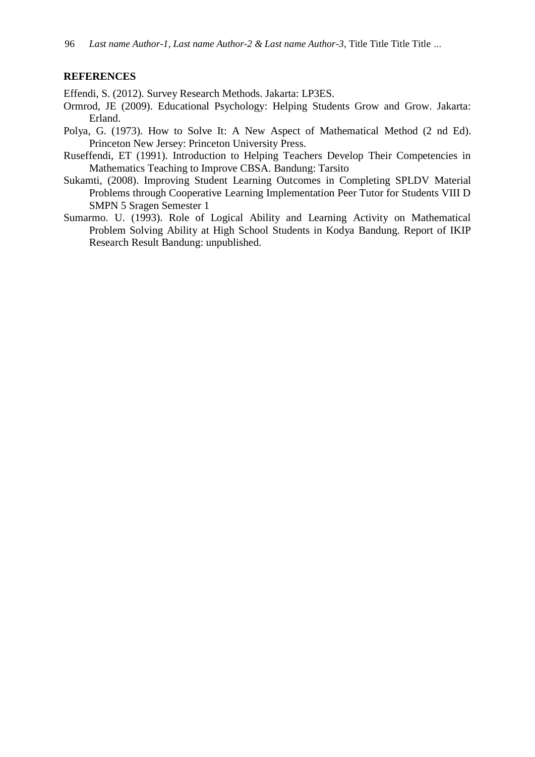## REFERENCES

Effendi, S. (2012). Survey Research Methods. Jakarta: LP3ES.

Ormrod, JE (2009). Educational Psychology: Helping Students Grow and Grow. Jakarta: Erland.

Polya, G. (1973). How to Solve It: A New Aspect of Mathematical Method (2 nd Ed). Princeton New Jersey: Princeton University Press.

Ruseffendi, ET (1991). Introduction to Helping Teachers Develop Their Competencies in Mathematics Teaching to Improve CBSA. Bandung: Tarsito

Sukamti, (2008). Improving Student Learning Outcomes in Completing SPLDV Material Problems through Cooperative Learning Implementation Peer Tutor for Students VIII D SMPN 5 Sragen Semester 1

Sumarmo. U. (1993). Role of Logical Ability and Learning Activity on Mathematical Problem Solving Ability at High School Students in Kodya Bandung. Report of IKIP Research Result Bandung: unpublished.